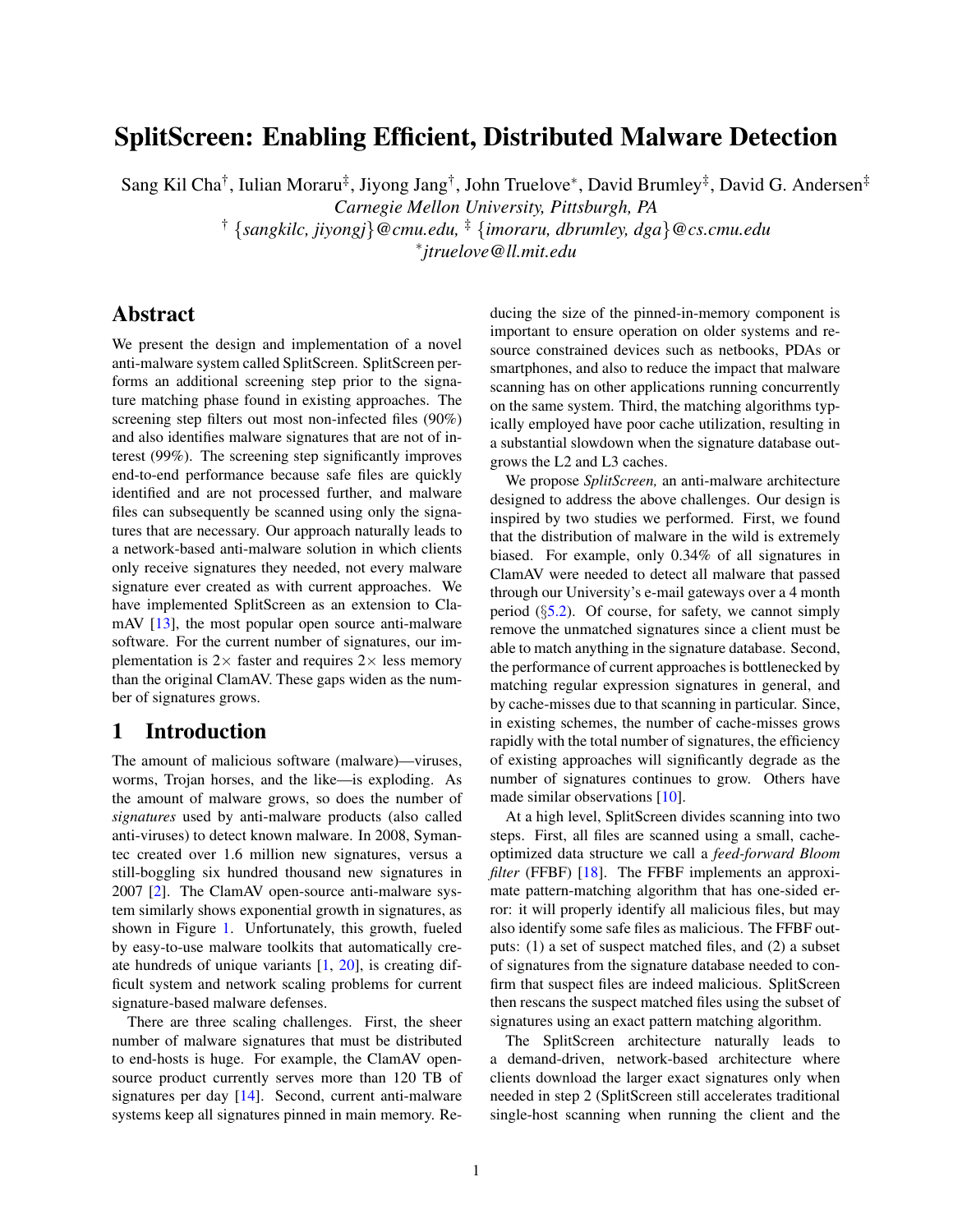# SplitScreen: Enabling Efficient, Distributed Malware Detection

Sang Kil Cha[†], Iulian Moraru[‡], Jiyong Jang[†], John Truelove[*], David Brumley[‡], David G. Andersen[‡]

*Carnegie Mellon University, Pittsburgh, PA*

[†] {*sangkilc, jiyongj*}*@cmu.edu,* [‡] {*imoraru, dbrumley, dga*}*@cs.cmu.edu*

[*]*jtruelove@ll.mit.edu*

## Abstract

We present the design and implementation of a novel anti-malware system called SplitScreen. SplitScreen performs an additional screening step prior to the signature matching phase found in existing approaches. The screening step filters out most non-infected files (90%) and also identifies malware signatures that are not of interest (99%). The screening step significantly improves end-to-end performance because safe files are quickly identified and are not processed further, and malware files can subsequently be scanned using only the signatures that are necessary. Our approach naturally leads to a network-based anti-malware solution in which clients only receive signatures they needed, not every malware signature ever created as with current approaches. We have implemented SplitScreen as an extension to ClamAV [13], the most popular open source anti-malware software. For the current number of signatures, our implementation is 2× faster and requires 2× less memory than the original ClamAV. These gaps widen as the number of signatures grows.

## 1 Introduction

The amount of malicious software (malware)—viruses, worms, Trojan horses, and the like—is exploding. As the amount of malware grows, so does the number of *signatures* used by anti-malware products (also called anti-viruses) to detect known malware. In 2008, Symantec created over 1.6 million new signatures, versus a still-boggling six hundred thousand new signatures in 2007 [2]. The ClamAV open-source anti-malware system similarly shows exponential growth in signatures, as shown in Figure 1. Unfortunately, this growth, fueled by easy-to-use malware toolkits that automatically create hundreds of unique variants [1, 20], is creating difficult system and network scaling problems for current signature-based malware defenses.

There are three scaling challenges. First, the sheer number of malware signatures that must be distributed to end-hosts is huge. For example, the ClamAV open-source product currently serves more than 120 TB of signatures per day [14]. Second, current anti-malware systems keep all signatures pinned in main memory. Reducing the size of the pinned-in-memory component is important to ensure operation on older systems and resource constrained devices such as netbooks, PDAs or smartphones, and also to reduce the impact that malware scanning has on other applications running concurrently on the same system. Third, the matching algorithms typically employed have poor cache utilization, resulting in a substantial slowdown when the signature database outgrows the L2 and L3 caches.

We propose *SplitScreen,* an anti-malware architecture designed to address the above challenges. Our design is inspired by two studies we performed. First, we found that the distribution of malware in the wild is extremely biased. For example, only 0.34% of all signatures in ClamAV were needed to detect all malware that passed through our University's e-mail gateways over a 4 month period (§5.2). Of course, for safety, we cannot simply remove the unmatched signatures since a client must be able to match anything in the signature database. Second, the performance of current approaches is bottlenecked by matching regular expression signatures in general, and by cache-misses due to that scanning in particular. Since, in existing schemes, the number of cache-misses grows rapidly with the total number of signatures, the efficiency of existing approaches will significantly degrade as the number of signatures continues to grow. Others have made similar observations [10].

At a high level, SplitScreen divides scanning into two steps. First, all files are scanned using a small, cache-optimized data structure we call a *feed-forward Bloom filter* (FFBF) [18]. The FFBF implements an approximate pattern-matching algorithm that has one-sided error: it will properly identify all malicious files, but may also identify some safe files as malicious. The FFBF outputs: (1) a set of suspect matched files, and (2) a subset of signatures from the signature database needed to confirm that suspect files are indeed malicious. SplitScreen then rescans the suspect matched files using the subset of signatures using an exact pattern matching algorithm.

The SplitScreen architecture naturally leads to a demand-driven, network-based architecture where clients download the larger exact signatures only when needed in step 2 (SplitScreen still accelerates traditional single-host scanning when running the client and the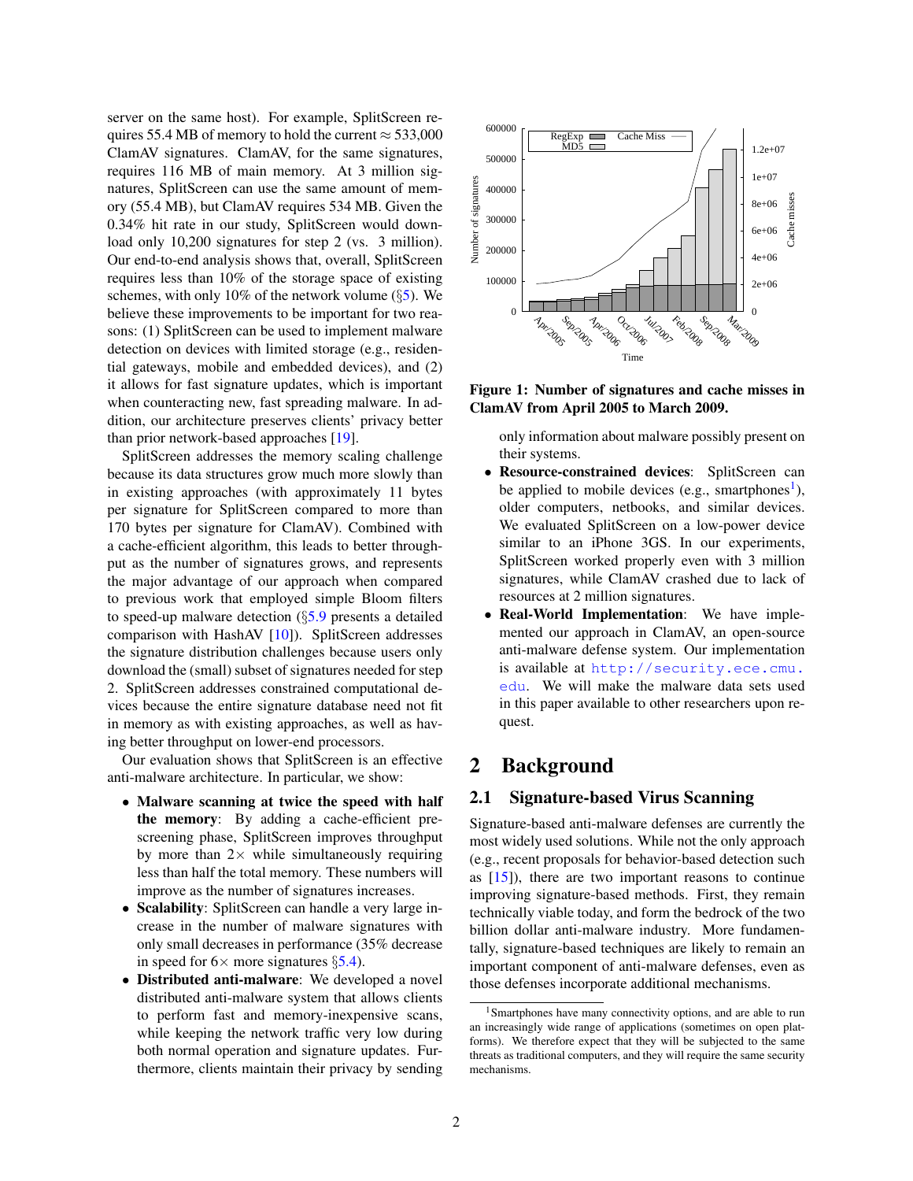server on the same host). For example, SplitScreen requires 55.4 MB of memory to hold the current ≈ 533,000 ClamAV signatures. ClamAV, for the same signatures, requires 116 MB of main memory. At 3 million signatures, SplitScreen can use the same amount of memory (55.4 MB), but ClamAV requires 534 MB. Given the 0.34% hit rate in our study, SplitScreen would download only 10,200 signatures for step 2 (vs. 3 million). Our end-to-end analysis shows that, overall, SplitScreen requires less than 10% of the storage space of existing schemes, with only 10% of the network volume (§5). We believe these improvements to be important for two reasons: (1) SplitScreen can be used to implement malware detection on devices with limited storage (e.g., residential gateways, mobile and embedded devices), and (2) it allows for fast signature updates, which is important when counteracting new, fast spreading malware. In addition, our architecture preserves clients' privacy better than prior network-based approaches [19].

SplitScreen addresses the memory scaling challenge because its data structures grow much more slowly than in existing approaches (with approximately 11 bytes per signature for SplitScreen compared to more than 170 bytes per signature for ClamAV). Combined with a cache-efficient algorithm, this leads to better throughput as the number of signatures grows, and represents the major advantage of our approach when compared to previous work that employed simple Bloom filters to speed-up malware detection (§5.9 presents a detailed comparison with HashAV [10]). SplitScreen addresses the signature distribution challenges because users only download the (small) subset of signatures needed for step 2. SplitScreen addresses constrained computational devices because the entire signature database need not fit in memory as with existing approaches, as well as having better throughput on lower-end processors.

Our evaluation shows that SplitScreen is an effective anti-malware architecture. In particular, we show:

- **Malware scanning at twice the speed with half the memory**: By adding a cache-efficient prescreening phase, SplitScreen improves throughput by more than 2× while simultaneously requiring less than half the total memory. These numbers will improve as the number of signatures increases.
- **Scalability**: SplitScreen can handle a very large increase in the number of malware signatures with only small decreases in performance (35% decrease in speed for 6× more signatures §5.4).
- **Distributed anti-malware**: We developed a novel distributed anti-malware system that allows clients to perform fast and memory-inexpensive scans, while keeping the network traffic very low during both normal operation and signature updates. Furthermore, clients maintain their privacy by sending only information about malware possibly present on their systems.
- **Resource-constrained devices**: SplitScreen can be applied to mobile devices (e.g., smartphones[1]), older computers, netbooks, and similar devices. We evaluated SplitScreen on a low-power device similar to an iPhone 3GS. In our experiments, SplitScreen worked properly even with 3 million signatures, while ClamAV crashed due to lack of resources at 2 million signatures.
- **Real-World Implementation**: We have implemented our approach in ClamAV, an open-source anti-malware defense system. Our implementation is available at http://security.ece.cmu.edu. We will make the malware data sets used in this paper available to other researchers upon request.

**Figure 1: Number of signatures and cache misses in ClamAV from April 2005 to March 2009.**

# 2 Background

## 2.1 Signature-based Virus Scanning

Signature-based anti-malware defenses are currently the most widely used solutions. While not the only approach (e.g., recent proposals for behavior-based detection such as [15]), there are two important reasons to continue improving signature-based methods. First, they remain technically viable today, and form the bedrock of the two billion dollar anti-malware industry. More fundamentally, signature-based techniques are likely to remain an important component of anti-malware defenses, even as those defenses incorporate additional mechanisms.

[1] Smartphones have many connectivity options, and are able to run an increasingly wide range of applications (sometimes on open platforms). We therefore expect that they will be subjected to the same threats as traditional computers, and they will require the same security mechanisms.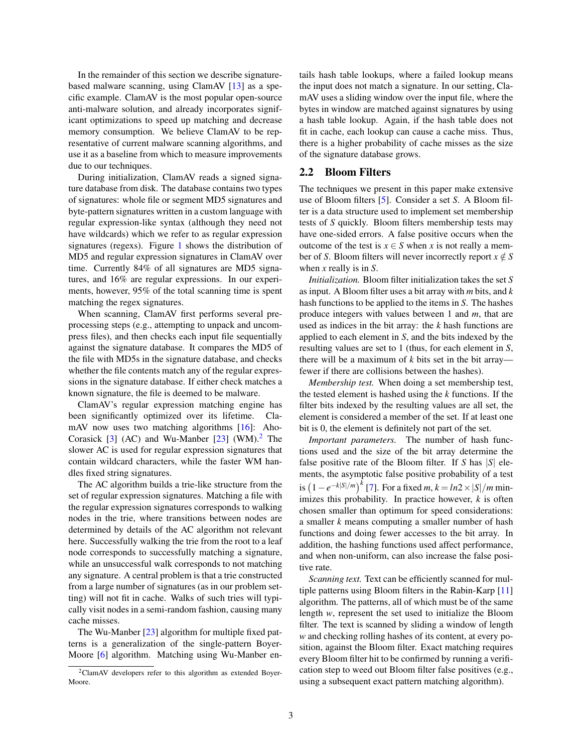In the remainder of this section we describe signature-based malware scanning, using ClamAV [13] as a specific example. ClamAV is the most popular open-source anti-malware solution, and already incorporates significant optimizations to speed up matching and decrease memory consumption. We believe ClamAV to be representative of current malware scanning algorithms, and use it as a baseline from which to measure improvements due to our techniques.

During initialization, ClamAV reads a signed signature database from disk. The database contains two types of signatures: whole file or segment MD5 signatures and byte-pattern signatures written in a custom language with regular expression-like syntax (although they need not have wildcards) which we refer to as regular expression signatures (regexs). Figure 1 shows the distribution of MD5 and regular expression signatures in ClamAV over time. Currently 84% of all signatures are MD5 signatures, and 16% are regular expressions. In our experiments, however, 95% of the total scanning time is spent matching the regex signatures.

When scanning, ClamAV first performs several preprocessing steps (e.g., attempting to unpack and uncompress files), and then checks each input file sequentially against the signature database. It compares the MD5 of the file with MD5s in the signature database, and checks whether the file contents match any of the regular expressions in the signature database. If either check matches a known signature, the file is deemed to be malware.

ClamAV's regular expression matching engine has been significantly optimized over its lifetime. ClamAV now uses two matching algorithms [16]: Aho-Corasick [3] (AC) and Wu-Manber [23] (WM).[2] The slower AC is used for regular expression signatures that contain wildcard characters, while the faster WM handles fixed string signatures.

The AC algorithm builds a trie-like structure from the set of regular expression signatures. Matching a file with the regular expression signatures corresponds to walking nodes in the trie, where transitions between nodes are determined by details of the AC algorithm not relevant here. Successfully walking the trie from the root to a leaf node corresponds to successfully matching a signature, while an unsuccessful walk corresponds to not matching any signature. A central problem is that a trie constructed from a large number of signatures (as in our problem setting) will not fit in cache. Walks of such tries will typically visit nodes in a semi-random fashion, causing many cache misses.

The Wu-Manber [23] algorithm for multiple fixed patterns is a generalization of the single-pattern Boyer-Moore [6] algorithm. Matching using Wu-Manber entails hash table lookups, where a failed lookup means the input does not match a signature. In our setting, ClamAV uses a sliding window over the input file, where the bytes in window are matched against signatures by using a hash table lookup. Again, if the hash table does not fit in cache, each lookup can cause a cache miss. Thus, there is a higher probability of cache misses as the size of the signature database grows.

[2] ClamAV developers refer to this algorithm as extended Boyer-Moore.

## 2.2 Bloom Filters

The techniques we present in this paper make extensive use of Bloom filters [5]. Consider a set $S$. A Bloom filter is a data structure used to implement set membership tests of $S$ quickly. Bloom filters membership tests may have one-sided errors. A false positive occurs when the outcome of the test is $x \in S$ when $x$ is not really a member of $S$. Bloom filters will never incorrectly report $x \notin S$ when $x$ really is in $S$.

*Initialization.* Bloom filter initialization takes the set $S$ as input. A Bloom filter uses a bit array with $m$ bits, and $k$ hash functions to be applied to the items in $S$. The hashes produce integers with values between 1 and $m$, that are used as indices in the bit array: the $k$ hash functions are applied to each element in $S$, and the bits indexed by the resulting values are set to 1 (thus, for each element in $S$, there will be a maximum of $k$ bits set in the bit array—fewer if there are collisions between the hashes).

*Membership test.* When doing a set membership test, the tested element is hashed using the $k$ functions. If the filter bits indexed by the resulting values are all set, the element is considered a member of the set. If at least one bit is 0, the element is definitely not part of the set.

*Important parameters.* The number of hash functions used and the size of the bit array determine the false positive rate of the Bloom filter. If $S$ has $|S|$ elements, the asymptotic false positive probability of a test is $\left(1 - e^{-k|S|/m}\right)^k$ [7]. For a fixed $m$, $k = ln2 \times |S|/m$ minimizes this probability. In practice however, $k$ is often chosen smaller than optimum for speed considerations: a smaller $k$ means computing a smaller number of hash functions and doing fewer accesses to the bit array. In addition, the hashing functions used affect performance, and when non-uniform, can also increase the false positive rate.

*Scanning text.* Text can be efficiently scanned for multiple patterns using Bloom filters in the Rabin-Karp [11] algorithm. The patterns, all of which must be of the same length $w$, represent the set used to initialize the Bloom filter. The text is scanned by sliding a window of length $w$ and checking rolling hashes of its content, at every position, against the Bloom filter. Exact matching requires every Bloom filter hit to be confirmed by running a verification step to weed out Bloom filter false positives (e.g., using a subsequent exact pattern matching algorithm).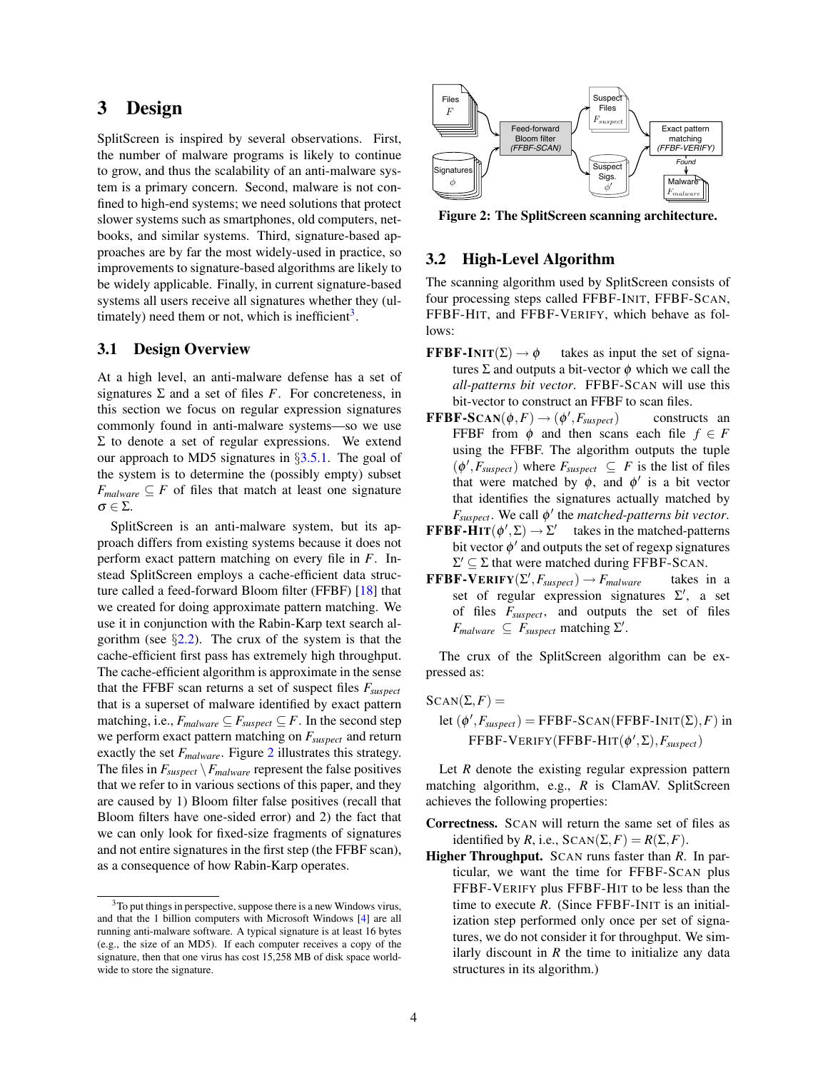# 3 Design

SplitScreen is inspired by several observations. First, the number of malware programs is likely to continue to grow, and thus the scalability of an anti-malware system is a primary concern. Second, malware is not confined to high-end systems; we need solutions that protect slower systems such as smartphones, old computers, netbooks, and similar systems. Third, signature-based approaches are by far the most widely-used in practice, so improvements to signature-based algorithms are likely to be widely applicable. Finally, in current signature-based systems all users receive all signatures whether they (ultimately) need them or not, which is inefficient[3].

## 3.1 Design Overview

At a high level, an anti-malware defense has a set of signatures $\Sigma$ and a set of files $F$. For concreteness, in this section we focus on regular expression signatures commonly found in anti-malware systems—so we use $\Sigma$ to denote a set of regular expressions. We extend our approach to MD5 signatures in §3.5.1. The goal of the system is to determine the (possibly empty) subset $F_{malware} \subseteq F$ of files that match at least one signature $\sigma \in \Sigma$.

SplitScreen is an anti-malware system, but its approach differs from existing systems because it does not perform exact pattern matching on every file in $F$. Instead SplitScreen employs a cache-efficient data structure called a feed-forward Bloom filter (FFBF) [18] that we created for doing approximate pattern matching. We use it in conjunction with the Rabin-Karp text search algorithm (see §2.2). The crux of the system is that the cache-efficient first pass has extremely high throughput. The cache-efficient algorithm is approximate in the sense that the FFBF scan returns a set of suspect files $F_{suspect}$ that is a superset of malware identified by exact pattern matching, i.e., $F_{malware} \subseteq F_{suspect} \subseteq F$. In the second step we perform exact pattern matching on $F_{suspect}$ and return exactly the set $F_{malware}$. Figure 2 illustrates this strategy. The files in $F_{suspect} \setminus F_{malware}$ represent the false positives that we refer to in various sections of this paper, and they are caused by 1) Bloom filter false positives (recall that Bloom filters have one-sided error) and 2) the fact that we can only look for fixed-size fragments of signatures and not entire signatures in the first step (the FFBF scan), as a consequence of how Rabin-Karp operates.

[3] To put things in perspective, suppose there is a new Windows virus, and that the 1 billion computers with Microsoft Windows [4] are all running anti-malware software. A typical signature is at least 16 bytes (e.g., the size of an MD5). If each computer receives a copy of the signature, then that one virus has cost 15,258 MB of disk space worldwide to store the signature.

Figure 2: The SplitScreen scanning architecture.

## 3.2 High-Level Algorithm

The scanning algorithm used by SplitScreen consists of four processing steps called FFBF-INIT, FFBF-SCAN, FFBF-HIT, and FFBF-VERIFY, which behave as follows:

- **FFBF-INIT**$(\Sigma) \rightarrow \phi$ takes as input the set of signatures $\Sigma$ and outputs a bit-vector $\phi$ which we call the *all-patterns bit vector*. FFBF-SCAN will use this bit-vector to construct an FFBF to scan files.
- **FFBF-SCAN**$(\phi, F) \rightarrow (\phi', F_{suspect})$ constructs an FFBF from $\phi$ and then scans each file $f \in F$ using the FFBF. The algorithm outputs the tuple $(\phi', F_{suspect})$ where $F_{suspect} \subseteq F$ is the list of files that were matched by $\phi$, and $\phi'$ is a bit vector that identifies the signatures actually matched by $F_{suspect}$. We call $\phi'$ the *matched-patterns bit vector*.
- **FFBF-HIT**$(\phi', \Sigma) \rightarrow \Sigma'$ takes in the matched-patterns bit vector $\phi'$ and outputs the set of regexp signatures $\Sigma' \subseteq \Sigma$ that were matched during FFBF-SCAN.
- **FFBF-VERIFY**$(\Sigma', F_{suspect}) \rightarrow F_{malware}$ takes in a set of regular expression signatures $\Sigma'$, a set of files $F_{suspect}$, and outputs the set of files $F_{malware} \subseteq F_{suspect}$ matching $\Sigma'$.

The crux of the SplitScreen algorithm can be expressed as:

$$
\begin{aligned}
&\text{SCAN}(\Sigma, F) = \\
&\quad \text{let } (\phi', F_{suspect}) = \text{FFBF-SCAN}(\text{FFBF-INIT}(\Sigma), F) \text{ in} \\
&\quad\quad \text{FFBF-VERIFY}(\text{FFBF-HIT}(\phi', \Sigma), F_{suspect})
\end{aligned}
$$

Let $R$ denote the existing regular expression pattern matching algorithm, e.g., $R$ is ClamAV. SplitScreen achieves the following properties:

- **Correctness.** SCAN will return the same set of files as identified by $R$, i.e., $\text{SCAN}(\Sigma, F) = R(\Sigma, F)$.
- **Higher Throughput.** SCAN runs faster than $R$. In particular, we want the time for FFBF-SCAN plus FFBF-VERIFY plus FFBF-HIT to be less than the time to execute $R$. (Since FFBF-INIT is an initialization step performed only once per set of signatures, we do not consider it for throughput. We similarly discount in $R$ the time to initialize any data structures in its algorithm.)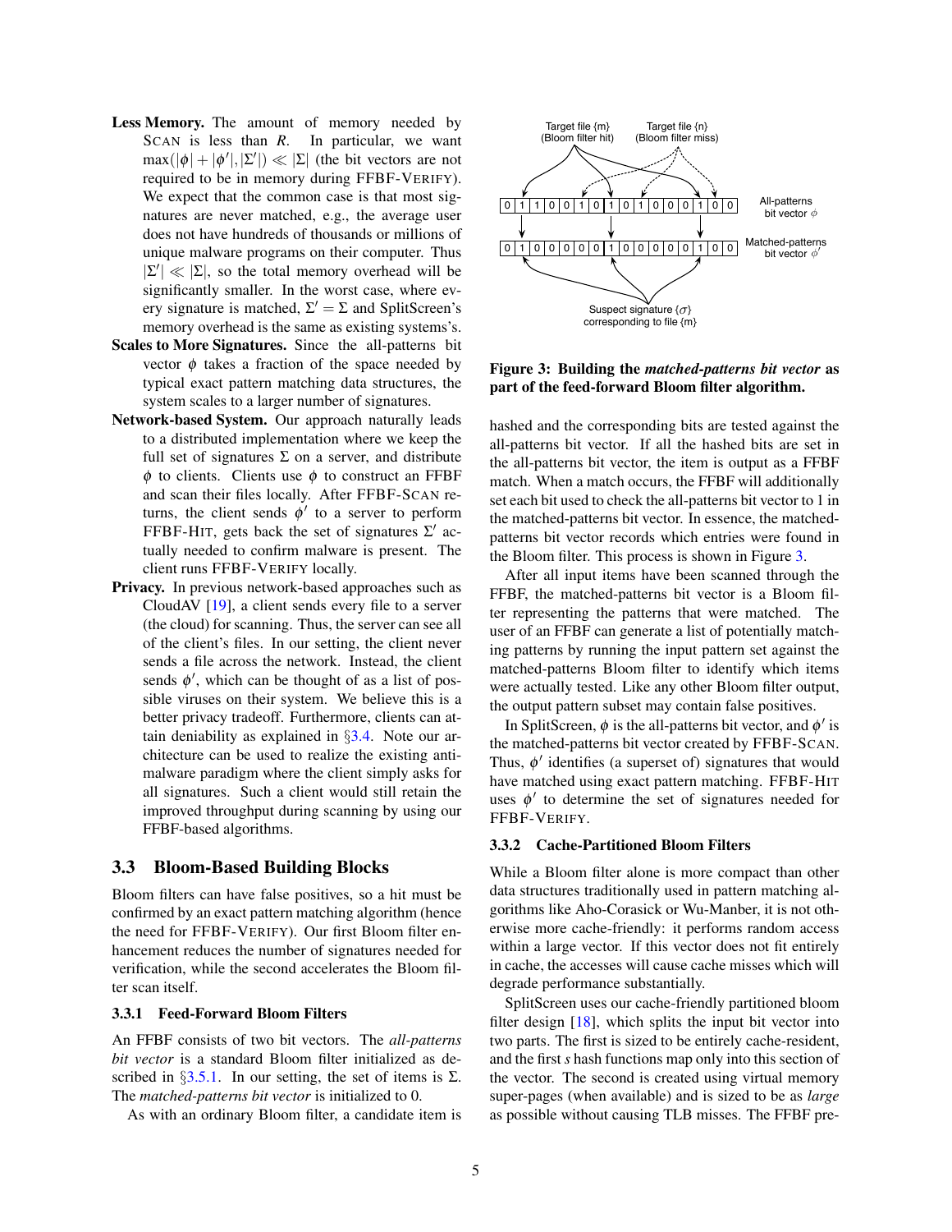**Less Memory.** The amount of memory needed by SCAN is less than $R$. In particular, we want $\max(|\phi| + |\phi'|, |\Sigma'|) \ll |\Sigma|$ (the bit vectors are not required to be in memory during FFBF-VERIFY). We expect that the common case is that most signatures are never matched, e.g., the average user does not have hundreds of thousands or millions of unique malware programs on their computer. Thus $|\Sigma'| \ll |\Sigma|$, so the total memory overhead will be significantly smaller. In the worst case, where every signature is matched, $\Sigma' = \Sigma$ and SplitScreen's memory overhead is the same as existing systems's.

**Scales to More Signatures.** Since the all-patterns bit vector $\phi$ takes a fraction of the space needed by typical exact pattern matching data structures, the system scales to a larger number of signatures.

**Network-based System.** Our approach naturally leads to a distributed implementation where we keep the full set of signatures $\Sigma$ on a server, and distribute $\phi$ to clients. Clients use $\phi$ to construct an FFBF and scan their files locally. After FFBF-SCAN returns, the client sends $\phi'$ to a server to perform FFBF-HIT, gets back the set of signatures $\Sigma'$ actually needed to confirm malware is present. The client runs FFBF-VERIFY locally.

**Privacy.** In previous network-based approaches such as CloudAV [19], a client sends every file to a server (the cloud) for scanning. Thus, the server can see all of the client's files. In our setting, the client never sends a file across the network. Instead, the client sends $\phi'$, which can be thought of as a list of possible viruses on their system. We believe this is a better privacy tradeoff. Furthermore, clients can attain deniability as explained in §3.4. Note our architecture can be used to realize the existing anti-malware paradigm where the client simply asks for all signatures. Such a client would still retain the improved throughput during scanning by using our FFBF-based algorithms.

## 3.3 Bloom-Based Building Blocks

Bloom filters can have false positives, so a hit must be confirmed by an exact pattern matching algorithm (hence the need for FFBF-VERIFY). Our first Bloom filter enhancement reduces the number of signatures needed for verification, while the second accelerates the Bloom filter scan itself.

### 3.3.1 Feed-Forward Bloom Filters

An FFBF consists of two bit vectors. The *all-patterns bit vector* is a standard Bloom filter initialized as described in §3.5.1. In our setting, the set of items is $\Sigma$. The *matched-patterns bit vector* is initialized to 0.

As with an ordinary Bloom filter, a candidate item is hashed and the corresponding bits are tested against the all-patterns bit vector. If all the hashed bits are set in the all-patterns bit vector, the item is output as a FFBF match. When a match occurs, the FFBF will additionally set each bit used to check the all-patterns bit vector to 1 in the matched-patterns bit vector. In essence, the matched-patterns bit vector records which entries were found in the Bloom filter. This process is shown in Figure 3.

**Figure 3: Building the *matched-patterns bit vector* as part of the feed-forward Bloom filter algorithm.**

After all input items have been scanned through the FFBF, the matched-patterns bit vector is a Bloom filter representing the patterns that were matched. The user of an FFBF can generate a list of potentially matching patterns by running the input pattern set against the matched-patterns Bloom filter to identify which items were actually tested. Like any other Bloom filter output, the output pattern subset may contain false positives.

In SplitScreen, $\phi$ is the all-patterns bit vector, and $\phi'$ is the matched-patterns bit vector created by FFBF-SCAN. Thus, $\phi'$ identifies (a superset of) signatures that would have matched using exact pattern matching. FFBF-HIT uses $\phi'$ to determine the set of signatures needed for FFBF-VERIFY.

### 3.3.2 Cache-Partitioned Bloom Filters

While a Bloom filter alone is more compact than other data structures traditionally used in pattern matching algorithms like Aho-Corasick or Wu-Manber, it is not otherwise more cache-friendly: it performs random access within a large vector. If this vector does not fit entirely in cache, the accesses will cause cache misses which will degrade performance substantially.

SplitScreen uses our cache-friendly partitioned bloom filter design [18], which splits the input bit vector into two parts. The first is sized to be entirely cache-resident, and the first $s$ hash functions map only into this section of the vector. The second is created using virtual memory super-pages (when available) and is sized to be as *large* as possible without causing TLB misses. The FFBF pre-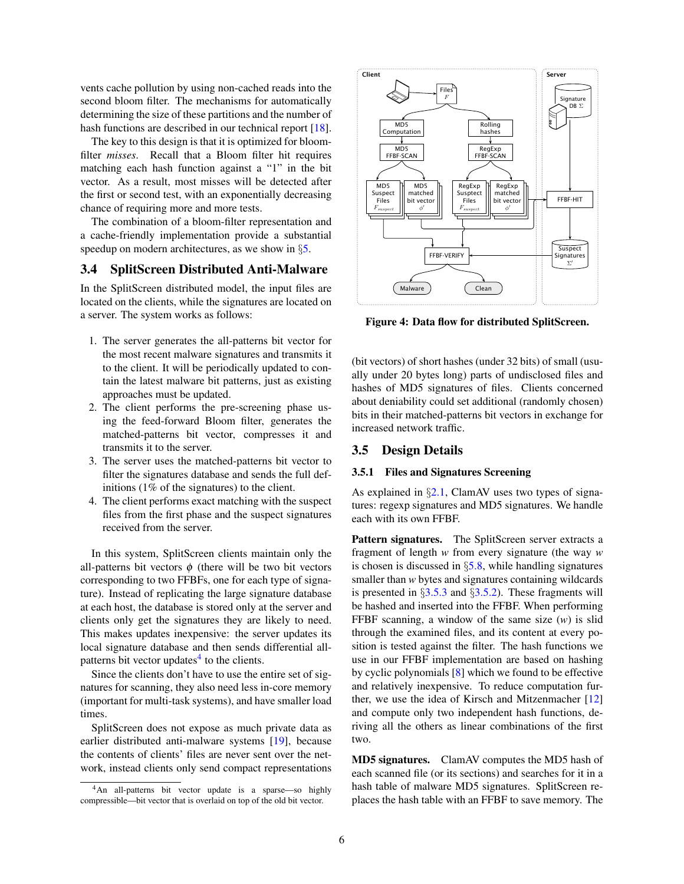vents cache pollution by using non-cached reads into the second bloom filter. The mechanisms for automatically determining the size of these partitions and the number of hash functions are described in our technical report [18].

The key to this design is that it is optimized for bloom-filter *misses*. Recall that a Bloom filter hit requires matching each hash function against a "1" in the bit vector. As a result, most misses will be detected after the first or second test, with an exponentially decreasing chance of requiring more and more tests.

The combination of a bloom-filter representation and a cache-friendly implementation provide a substantial speedup on modern architectures, as we show in §5.

## 3.4 SplitScreen Distributed Anti-Malware

In the SplitScreen distributed model, the input files are located on the clients, while the signatures are located on a server. The system works as follows:

1. The server generates the all-patterns bit vector for the most recent malware signatures and transmits it to the client. It will be periodically updated to contain the latest malware bit patterns, just as existing approaches must be updated.
2. The client performs the pre-screening phase using the feed-forward Bloom filter, generates the matched-patterns bit vector, compresses it and transmits it to the server.
3. The server uses the matched-patterns bit vector to filter the signatures database and sends the full definitions (1% of the signatures) to the client.
4. The client performs exact matching with the suspect files from the first phase and the suspect signatures received from the server.

In this system, SplitScreen clients maintain only the all-patterns bit vectors $\phi$ (there will be two bit vectors corresponding to two FFBFs, one for each type of signature). Instead of replicating the large signature database at each host, the database is stored only at the server and clients only get the signatures they are likely to need. This makes updates inexpensive: the server updates its local signature database and then sends differential all-patterns bit vector updates[4] to the clients.

Since the clients don't have to use the entire set of signatures for scanning, they also need less in-core memory (important for multi-task systems), and have smaller load times.

SplitScreen does not expose as much private data as earlier distributed anti-malware systems [19], because the contents of clients' files are never sent over the network, instead clients only send compact representations (bit vectors) of short hashes (under 32 bits) of small (usually under 20 bytes long) parts of undisclosed files and hashes of MD5 signatures of files. Clients concerned about deniability could set additional (randomly chosen) bits in their matched-patterns bit vectors in exchange for increased network traffic.

[4] An all-patterns bit vector update is a sparse—so highly compressible—bit vector that is overlaid on top of the old bit vector.

Figure 4: Data flow for distributed SplitScreen.

## 3.5 Design Details

### 3.5.1 Files and Signatures Screening

As explained in §2.1, ClamAV uses two types of signatures: regexp signatures and MD5 signatures. We handle each with its own FFBF.

**Pattern signatures.** The SplitScreen server extracts a fragment of length $w$ from every signature (the way $w$ is chosen is discussed in §5.8, while handling signatures smaller than $w$ bytes and signatures containing wildcards is presented in §3.5.3 and §3.5.2). These fragments will be hashed and inserted into the FFBF. When performing FFBF scanning, a window of the same size ($w$) is slid through the examined files, and its content at every position is tested against the filter. The hash functions we use in our FFBF implementation are based on hashing by cyclic polynomials [8] which we found to be effective and relatively inexpensive. To reduce computation further, we use the idea of Kirsch and Mitzenmacher [12] and compute only two independent hash functions, deriving all the others as linear combinations of the first two.

**MD5 signatures.** ClamAV computes the MD5 hash of each scanned file (or its sections) and searches for it in a hash table of malware MD5 signatures. SplitScreen replaces the hash table with an FFBF to save memory. The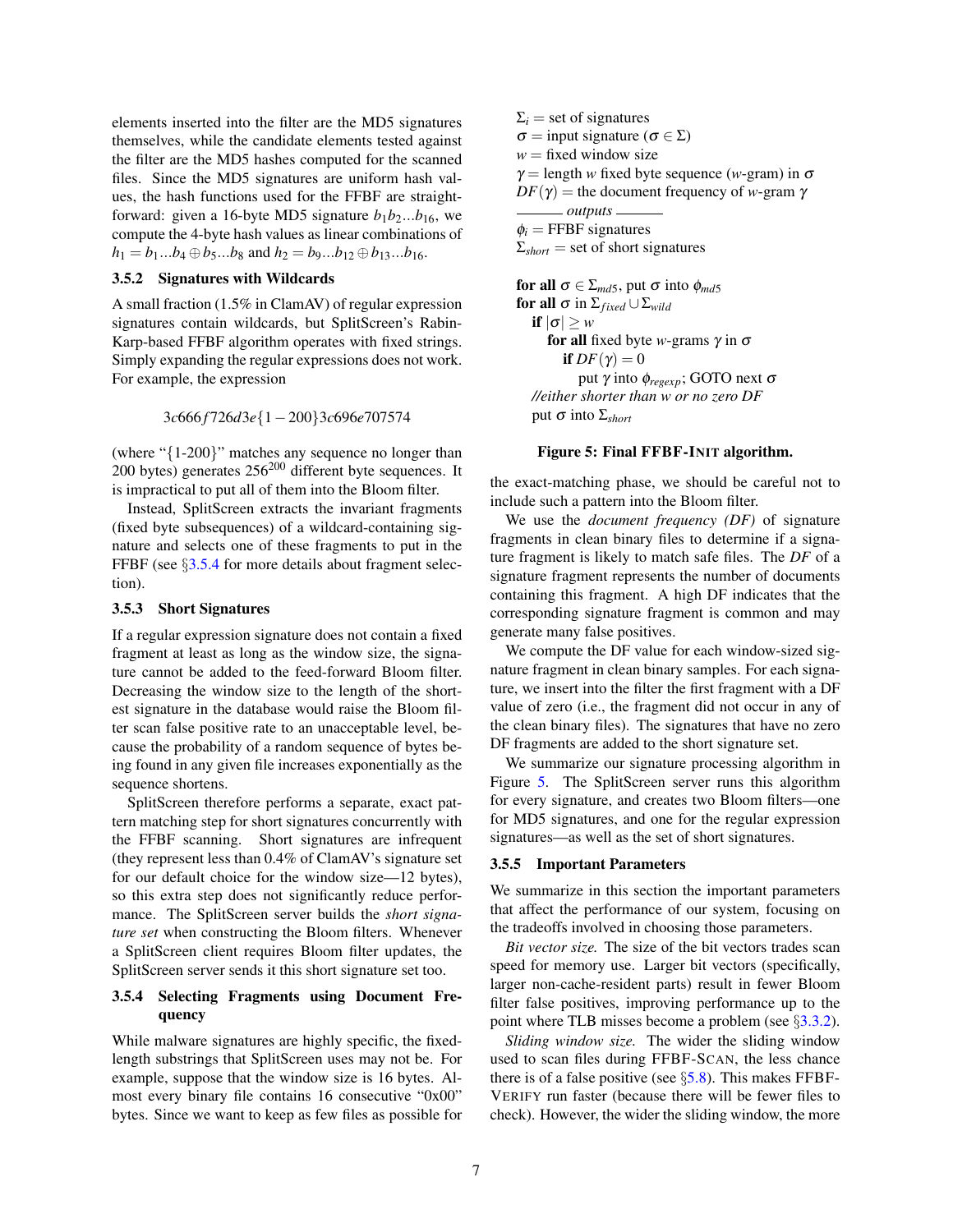elements inserted into the filter are the MD5 signatures themselves, while the candidate elements tested against the filter are the MD5 hashes computed for the scanned files. Since the MD5 signatures are uniform hash values, the hash functions used for the FFBF are straightforward: given a 16-byte MD5 signature $b_1 b_2 ... b_{16}$, we compute the 4-byte hash values as linear combinations of $h_1 = b_1...b_4 \oplus b_5...b_8$ and $h_2 = b_9...b_{12} \oplus b_{13}...b_{16}$.

### 3.5.2 Signatures with Wildcards

A small fraction (1.5% in ClamAV) of regular expression signatures contain wildcards, but SplitScreen's Rabin-Karp-based FFBF algorithm operates with fixed strings. Simply expanding the regular expressions does not work. For example, the expression

$$3c666f726d3e\{1-200\}3c696e707574$$

(where "{1-200}" matches any sequence no longer than 200 bytes) generates $256^{200}$ different byte sequences. It is impractical to put all of them into the Bloom filter.

Instead, SplitScreen extracts the invariant fragments (fixed byte subsequences) of a wildcard-containing signature and selects one of these fragments to put in the FFBF (see §3.5.4 for more details about fragment selection).

### 3.5.3 Short Signatures

If a regular expression signature does not contain a fixed fragment at least as long as the window size, the signature cannot be added to the feed-forward Bloom filter. Decreasing the window size to the length of the shortest signature in the database would raise the Bloom filter scan false positive rate to an unacceptable level, because the probability of a random sequence of bytes being found in any given file increases exponentially as the sequence shortens.

SplitScreen therefore performs a separate, exact pattern matching step for short signatures concurrently with the FFBF scanning. Short signatures are infrequent (they represent less than 0.4% of ClamAV's signature set for our default choice for the window size—12 bytes), so this extra step does not significantly reduce performance. The SplitScreen server builds the *short signature set* when constructing the Bloom filters. Whenever a SplitScreen client requires Bloom filter updates, the SplitScreen server sends it this short signature set too.

### 3.5.4 Selecting Fragments using Document Frequency

While malware signatures are highly specific, the fixed-length substrings that SplitScreen uses may not be. For example, suppose that the window size is 16 bytes. Almost every binary file contains 16 consecutive "0x00" bytes. Since we want to keep as few files as possible for the exact-matching phase, we should be careful not to include such a pattern into the Bloom filter.

We use the *document frequency (DF)* of signature fragments in clean binary files to determine if a signature fragment is likely to match safe files. The *DF* of a signature fragment represents the number of documents containing this fragment. A high DF indicates that the corresponding signature fragment is common and may generate many false positives.

We compute the DF value for each window-sized signature fragment in clean binary samples. For each signature, we insert into the filter the first fragment with a DF value of zero (i.e., the fragment did not occur in any of the clean binary files). The signatures that have no zero DF fragments are added to the short signature set.

We summarize our signature processing algorithm in Figure 5. The SplitScreen server runs this algorithm for every signature, and creates two Bloom filters—one for MD5 signatures, and one for the regular expression signatures—as well as the set of short signatures.

$\Sigma_i$ = set of signatures
$\sigma$ = input signature ($\sigma \in \Sigma$)
$w$ = fixed window size
$\gamma$ = length $w$ fixed byte sequence ($w$-gram) in $\sigma$
$DF(\gamma)$ = the document frequency of $w$-gram $\gamma$
——— *outputs* ———
$\phi_i$ = FFBF signatures
$\Sigma_{short}$ = set of short signatures

**for all** $\sigma \in \Sigma_{md5}$, put $\sigma$ into $\phi_{md5}$
**for all** $\sigma$ in $\Sigma_{fixed} \cup \Sigma_{wild}$
  **if** $|\sigma| \geq w$
    **for all** fixed byte $w$-grams $\gamma$ in $\sigma$
      **if** $DF(\gamma) = 0$
        put $\gamma$ into $\phi_{regexp}$; GOTO next $\sigma$
  *//either shorter than w or no zero DF*
  put $\sigma$ into $\Sigma_{short}$

**Figure 5: Final FFBF-INIT algorithm.**

### 3.5.5 Important Parameters

We summarize in this section the important parameters that affect the performance of our system, focusing on the tradeoffs involved in choosing those parameters.

*Bit vector size.* The size of the bit vectors trades scan speed for memory use. Larger bit vectors (specifically, larger non-cache-resident parts) result in fewer Bloom filter false positives, improving performance up to the point where TLB misses become a problem (see §3.3.2).

*Sliding window size.* The wider the sliding window used to scan files during FFBF-SCAN, the less chance there is of a false positive (see §5.8). This makes FFBF-VERIFY run faster (because there will be fewer files to check). However, the wider the sliding window, the more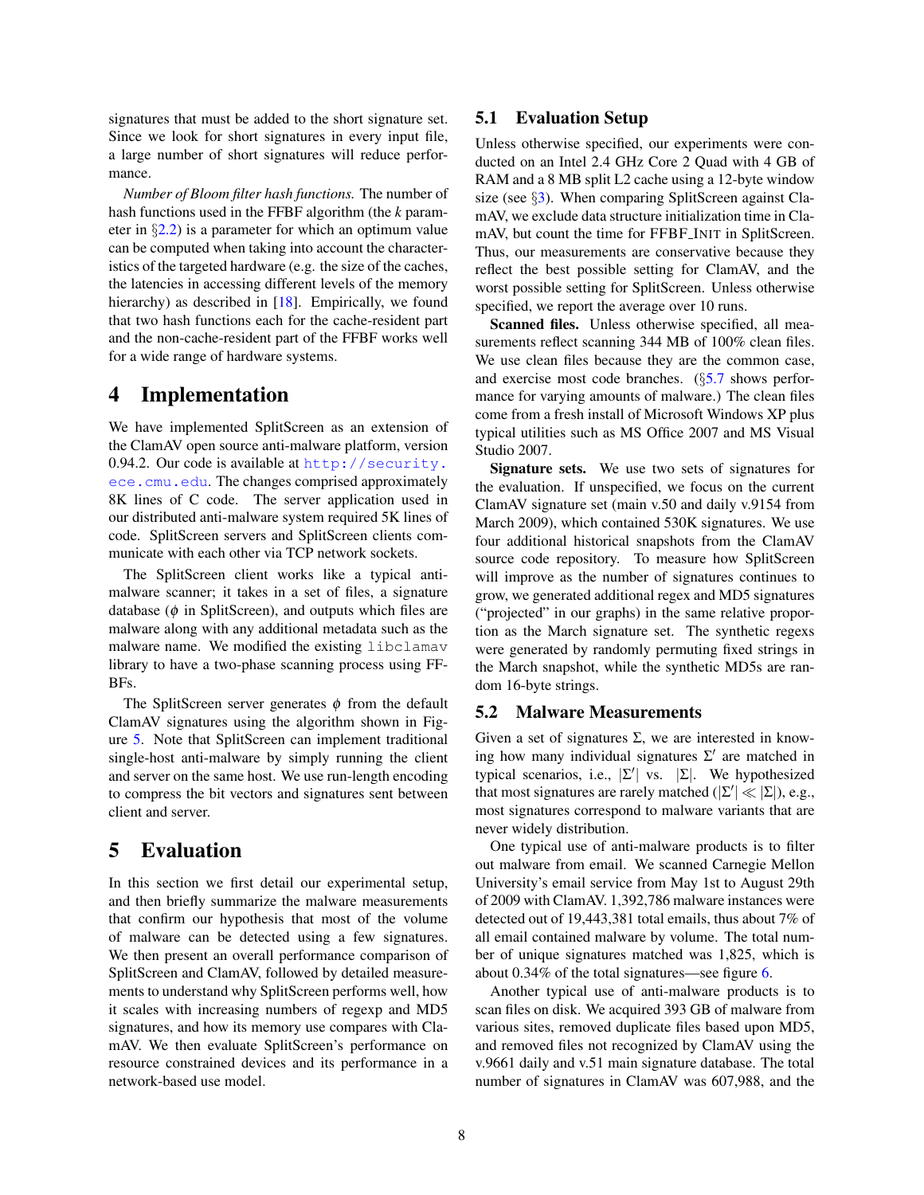signatures that must be added to the short signature set. Since we look for short signatures in every input file, a large number of short signatures will reduce performance.

*Number of Bloom filter hash functions.* The number of hash functions used in the FFBF algorithm (the $k$ parameter in §2.2) is a parameter for which an optimum value can be computed when taking into account the characteristics of the targeted hardware (e.g. the size of the caches, the latencies in accessing different levels of the memory hierarchy) as described in [18]. Empirically, we found that two hash functions each for the cache-resident part and the non-cache-resident part of the FFBF works well for a wide range of hardware systems.

# 4 Implementation

We have implemented SplitScreen as an extension of the ClamAV open source anti-malware platform, version 0.94.2. Our code is available at http://security.ece.cmu.edu. The changes comprised approximately 8K lines of C code. The server application used in our distributed anti-malware system required 5K lines of code. SplitScreen servers and SplitScreen clients communicate with each other via TCP network sockets.

The SplitScreen client works like a typical anti-malware scanner; it takes in a set of files, a signature database ($\phi$ in SplitScreen), and outputs which files are malware along with any additional metadata such as the malware name. We modified the existing `libclamav` library to have a two-phase scanning process using FFBFs.

The SplitScreen server generates $\phi$ from the default ClamAV signatures using the algorithm shown in Figure 5. Note that SplitScreen can implement traditional single-host anti-malware by simply running the client and server on the same host. We use run-length encoding to compress the bit vectors and signatures sent between client and server.

# 5 Evaluation

In this section we first detail our experimental setup, and then briefly summarize the malware measurements that confirm our hypothesis that most of the volume of malware can be detected using a few signatures. We then present an overall performance comparison of SplitScreen and ClamAV, followed by detailed measurements to understand why SplitScreen performs well, how it scales with increasing numbers of regexp and MD5 signatures, and how its memory use compares with ClamAV. We then evaluate SplitScreen's performance on resource constrained devices and its performance in a network-based use model.

## 5.1 Evaluation Setup

Unless otherwise specified, our experiments were conducted on an Intel 2.4 GHz Core 2 Quad with 4 GB of RAM and a 8 MB split L2 cache using a 12-byte window size (see §3). When comparing SplitScreen against ClamAV, we exclude data structure initialization time in ClamAV, but count the time for FFBF_INIT in SplitScreen. Thus, our measurements are conservative because they reflect the best possible setting for ClamAV, and the worst possible setting for SplitScreen. Unless otherwise specified, we report the average over 10 runs.

**Scanned files.** Unless otherwise specified, all measurements reflect scanning 344 MB of 100% clean files. We use clean files because they are the common case, and exercise most code branches. (§5.7 shows performance for varying amounts of malware.) The clean files come from a fresh install of Microsoft Windows XP plus typical utilities such as MS Office 2007 and MS Visual Studio 2007.

**Signature sets.** We use two sets of signatures for the evaluation. If unspecified, we focus on the current ClamAV signature set (main v.50 and daily v.9154 from March 2009), which contained 530K signatures. We use four additional historical snapshots from the ClamAV source code repository. To measure how SplitScreen will improve as the number of signatures continues to grow, we generated additional regex and MD5 signatures ("projected" in our graphs) in the same relative proportion as the March signature set. The synthetic regexs were generated by randomly permuting fixed strings in the March snapshot, while the synthetic MD5s are random 16-byte strings.

## 5.2 Malware Measurements

Given a set of signatures $\Sigma$, we are interested in knowing how many individual signatures $\Sigma'$ are matched in typical scenarios, i.e., $|\Sigma'|$ vs. $|\Sigma|$. We hypothesized that most signatures are rarely matched ($|\Sigma'| \ll |\Sigma|$), e.g., most signatures correspond to malware variants that are never widely distribution.

One typical use of anti-malware products is to filter out malware from email. We scanned Carnegie Mellon University's email service from May 1st to August 29th of 2009 with ClamAV. 1,392,786 malware instances were detected out of 19,443,381 total emails, thus about 7% of all email contained malware by volume. The total number of unique signatures matched was 1,825, which is about 0.34% of the total signatures—see figure 6.

Another typical use of anti-malware products is to scan files on disk. We acquired 393 GB of malware from various sites, removed duplicate files based upon MD5, and removed files not recognized by ClamAV using the v.9661 daily and v.51 main signature database. The total number of signatures in ClamAV was 607,988, and the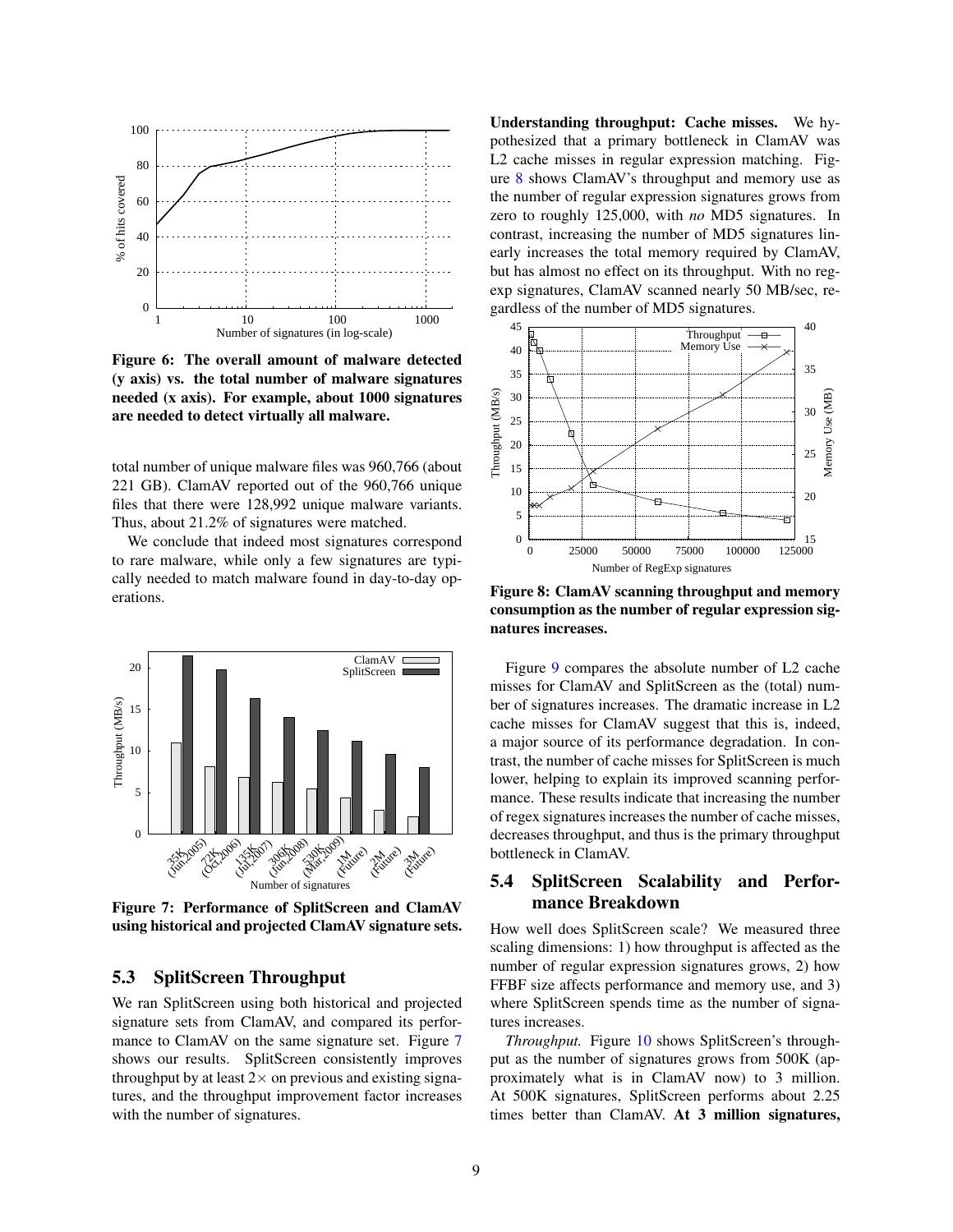Figure 6: The overall amount of malware detected (y axis) vs. the total number of malware signatures needed (x axis). For example, about 1000 signatures are needed to detect virtually all malware.

total number of unique malware files was 960,766 (about 221 GB). ClamAV reported out of the 960,766 unique files that there were 128,992 unique malware variants. Thus, about 21.2% of signatures were matched.

We conclude that indeed most signatures correspond to rare malware, while only a few signatures are typically needed to match malware found in day-to-day operations.

Figure 7: Performance of SplitScreen and ClamAV using historical and projected ClamAV signature sets.

## 5.3 SplitScreen Throughput

We ran SplitScreen using both historical and projected signature sets from ClamAV, and compared its performance to ClamAV on the same signature set. Figure 7 shows our results. SplitScreen consistently improves throughput by at least $2\times$ on previous and existing signatures, and the throughput improvement factor increases with the number of signatures.

**Understanding throughput: Cache misses.** We hypothesized that a primary bottleneck in ClamAV was L2 cache misses in regular expression matching. Figure 8 shows ClamAV's throughput and memory use as the number of regular expression signatures grows from zero to roughly 125,000, with *no* MD5 signatures. In contrast, increasing the number of MD5 signatures linearly increases the total memory required by ClamAV, but has almost no effect on its throughput. With no regexp signatures, ClamAV scanned nearly 50 MB/sec, regardless of the number of MD5 signatures.

Figure 8: ClamAV scanning throughput and memory consumption as the number of regular expression signatures increases.

Figure 9 compares the absolute number of L2 cache misses for ClamAV and SplitScreen as the (total) number of signatures increases. The dramatic increase in L2 cache misses for ClamAV suggest that this is, indeed, a major source of its performance degradation. In contrast, the number of cache misses for SplitScreen is much lower, helping to explain its improved scanning performance. These results indicate that increasing the number of regex signatures increases the number of cache misses, decreases throughput, and thus is the primary throughput bottleneck in ClamAV.

## 5.4 SplitScreen Scalability and Performance Breakdown

How well does SplitScreen scale? We measured three scaling dimensions: 1) how throughput is affected as the number of regular expression signatures grows, 2) how FFBF size affects performance and memory use, and 3) where SplitScreen spends time as the number of signatures increases.

*Throughput.* Figure 10 shows SplitScreen's throughput as the number of signatures grows from 500K (approximately what is in ClamAV now) to 3 million. At 500K signatures, SplitScreen performs about 2.25 times better than ClamAV. **At 3 million signatures,**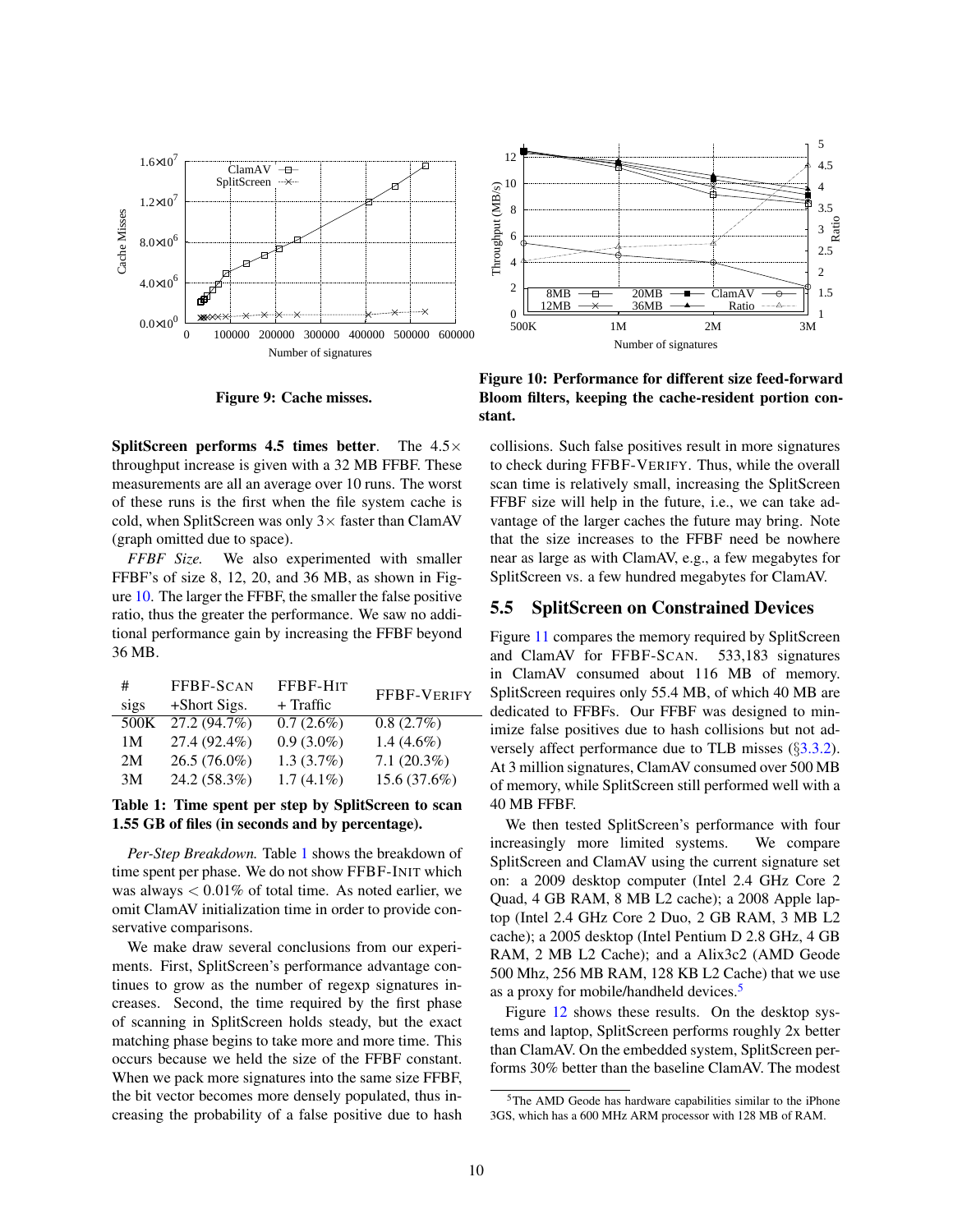Figure 9: Cache misses.

Figure 10: Performance for different size feed-forward Bloom filters, keeping the cache-resident portion constant.

**SplitScreen performs 4.5 times better**. The 4.5× throughput increase is given with a 32 MB FFBF. These measurements are all an average over 10 runs. The worst of these runs is the first when the file system cache is cold, when SplitScreen was only 3× faster than ClamAV (graph omitted due to space).

*FFBF Size.* We also experimented with smaller FFBF's of size 8, 12, 20, and 36 MB, as shown in Figure 10. The larger the FFBF, the smaller the false positive ratio, thus the greater the performance. We saw no additional performance gain by increasing the FFBF beyond 36 MB.

| # sigs | FFBF-SCAN +Short Sigs. | FFBF-HIT + Traffic | FFBF-VERIFY |
|---|---|---|---|
| 500K | 27.2 (94.7%) | 0.7 (2.6%) | 0.8 (2.7%) |
| 1M | 27.4 (92.4%) | 0.9 (3.0%) | 1.4 (4.6%) |
| 2M | 26.5 (76.0%) | 1.3 (3.7%) | 7.1 (20.3%) |
| 3M | 24.2 (58.3%) | 1.7 (4.1%) | 15.6 (37.6%) |

**Table 1: Time spent per step by SplitScreen to scan 1.55 GB of files (in seconds and by percentage).**

*Per-Step Breakdown.* Table 1 shows the breakdown of time spent per phase. We do not show FFBF-INIT which was always < 0.01% of total time. As noted earlier, we omit ClamAV initialization time in order to provide conservative comparisons.

We make draw several conclusions from our experiments. First, SplitScreen's performance advantage continues to grow as the number of regexp signatures increases. Second, the time required by the first phase of scanning in SplitScreen holds steady, but the exact matching phase begins to take more and more time. This occurs because we held the size of the FFBF constant. When we pack more signatures into the same size FFBF, the bit vector becomes more densely populated, thus increasing the probability of a false positive due to hash collisions. Such false positives result in more signatures to check during FFBF-VERIFY. Thus, while the overall scan time is relatively small, increasing the SplitScreen FFBF size will help in the future, i.e., we can take advantage of the larger caches the future may bring. Note that the size increases to the FFBF need be nowhere near as large as with ClamAV, e.g., a few megabytes for SplitScreen vs. a few hundred megabytes for ClamAV.

## 5.5 SplitScreen on Constrained Devices

Figure 11 compares the memory required by SplitScreen and ClamAV for FFBF-SCAN. 533,183 signatures in ClamAV consumed about 116 MB of memory. SplitScreen requires only 55.4 MB, of which 40 MB are dedicated to FFBFs. Our FFBF was designed to minimize false positives due to hash collisions but not adversely affect performance due to TLB misses (§3.3.2). At 3 million signatures, ClamAV consumed over 500 MB of memory, while SplitScreen still performed well with a 40 MB FFBF.

We then tested SplitScreen's performance with four increasingly more limited systems. We compare SplitScreen and ClamAV using the current signature set on: a 2009 desktop computer (Intel 2.4 GHz Core 2 Quad, 4 GB RAM, 8 MB L2 cache); a 2008 Apple laptop (Intel 2.4 GHz Core 2 Duo, 2 GB RAM, 3 MB L2 cache); a 2005 desktop (Intel Pentium D 2.8 GHz, 4 GB RAM, 2 MB L2 Cache); and a Alix3c2 (AMD Geode 500 Mhz, 256 MB RAM, 128 KB L2 Cache) that we use as a proxy for mobile/handheld devices.[5]

Figure 12 shows these results. On the desktop systems and laptop, SplitScreen performs roughly 2x better than ClamAV. On the embedded system, SplitScreen performs 30% better than the baseline ClamAV. The modest

[5] The AMD Geode has hardware capabilities similar to the iPhone 3GS, which has a 600 MHz ARM processor with 128 MB of RAM.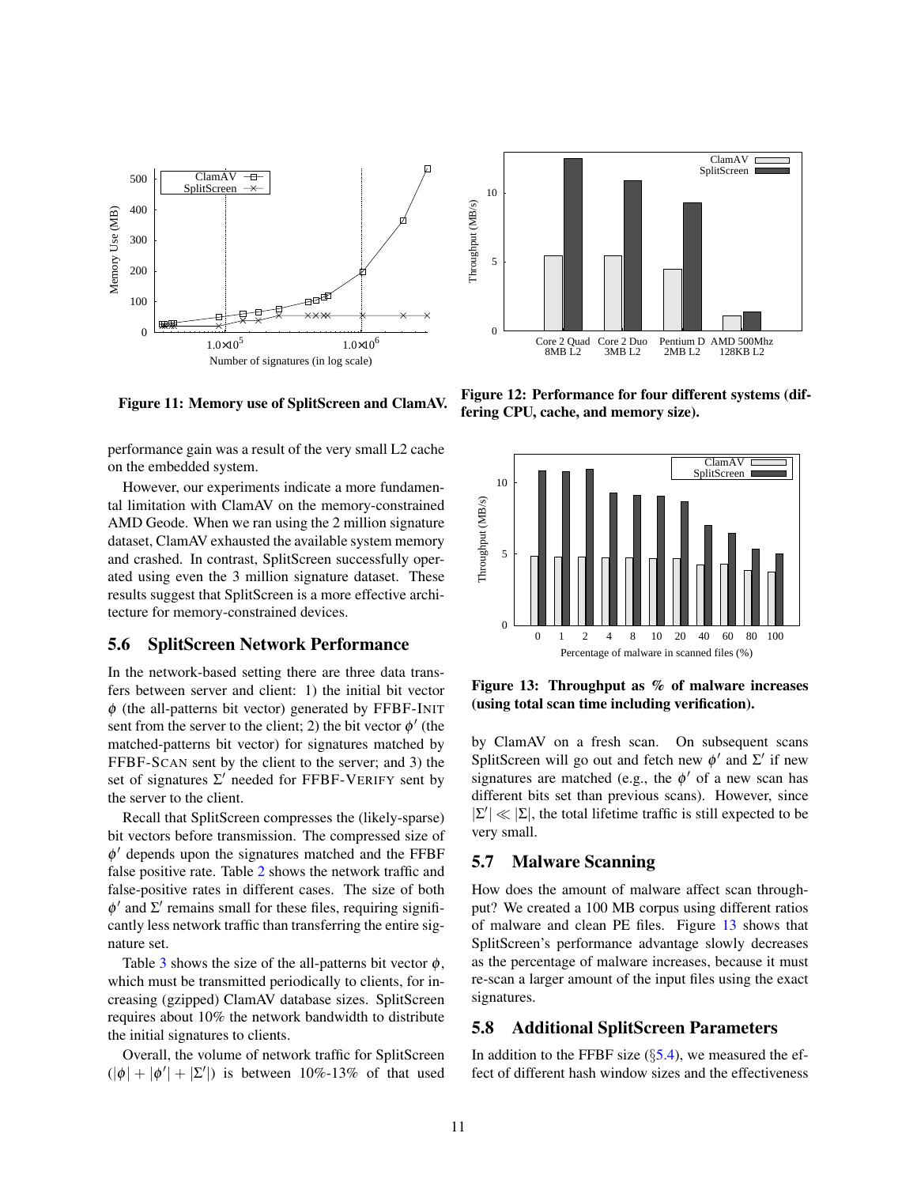Figure 11: **Memory use of SplitScreen and ClamAV.**

**Figure 12: Performance for four different systems (differing CPU, cache, and memory size).**

performance gain was a result of the very small L2 cache on the embedded system.

However, our experiments indicate a more fundamental limitation with ClamAV on the memory-constrained AMD Geode. When we ran using the 2 million signature dataset, ClamAV exhausted the available system memory and crashed. In contrast, SplitScreen successfully operated using even the 3 million signature dataset. These results suggest that SplitScreen is a more effective architecture for memory-constrained devices.

## 5.6 SplitScreen Network Performance

In the network-based setting there are three data transfers between server and client: 1) the initial bit vector $\phi$ (the all-patterns bit vector) generated by FFBF-INIT sent from the server to the client; 2) the bit vector $\phi'$ (the matched-patterns bit vector) for signatures matched by FFBF-SCAN sent by the client to the server; and 3) the set of signatures $\Sigma'$ needed for FFBF-VERIFY sent by the server to the client.

Recall that SplitScreen compresses the (likely-sparse) bit vectors before transmission. The compressed size of $\phi'$ depends upon the signatures matched and the FFBF false positive rate. Table 2 shows the network traffic and false-positive rates in different cases. The size of both $\phi'$ and $\Sigma'$ remains small for these files, requiring significantly less network traffic than transferring the entire signature set.

Table 3 shows the size of the all-patterns bit vector $\phi$, which must be transmitted periodically to clients, for increasing (gzipped) ClamAV database sizes. SplitScreen requires about 10% the network bandwidth to distribute the initial signatures to clients.

Overall, the volume of network traffic for SplitScreen $(|\phi| + |\phi'| + |\Sigma'|)$ is between 10%-13% of that used by ClamAV on a fresh scan. On subsequent scans SplitScreen will go out and fetch new $\phi'$ and $\Sigma'$ if new signatures are matched (e.g., the $\phi'$ of a new scan has different bits set than previous scans). However, since $|\Sigma'| \ll |\Sigma|$, the total lifetime traffic is still expected to be very small.

**Figure 13: Throughput as % of malware increases (using total scan time including verification).**

## 5.7 Malware Scanning

How does the amount of malware affect scan throughput? We created a 100 MB corpus using different ratios of malware and clean PE files. Figure 13 shows that SplitScreen's performance advantage slowly decreases as the percentage of malware increases, because it must re-scan a larger amount of the input files using the exact signatures.

## 5.8 Additional SplitScreen Parameters

In addition to the FFBF size (§5.4), we measured the effect of different hash window sizes and the effectiveness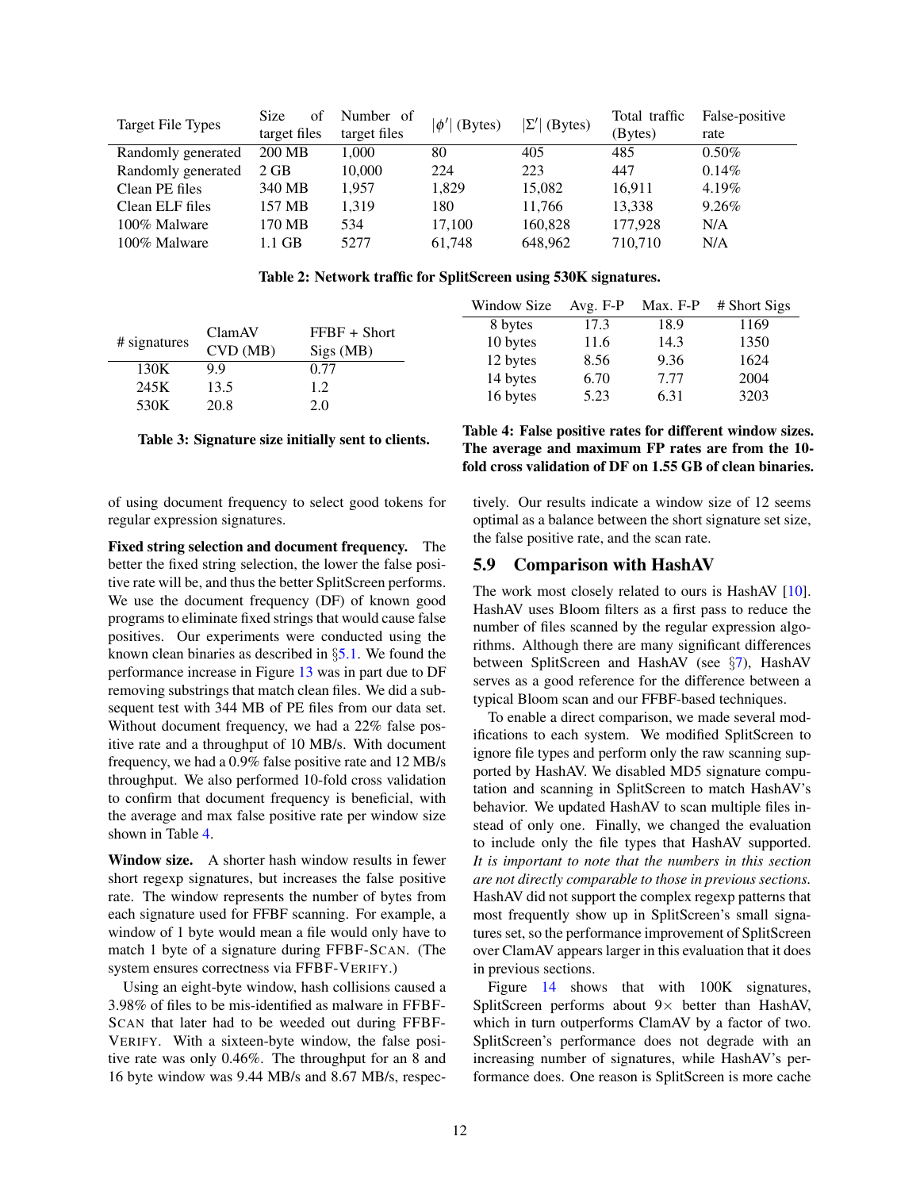| Target File Types | Size of target files | Number of target files | $\|\phi'\|$ (Bytes) | $\|\Sigma'\|$ (Bytes) | Total traffic (Bytes) | False-positive rate |
|---|---|---|---|---|---|---|
| Randomly generated | 200 MB | 1,000 | 80 | 405 | 485 | 0.50% |
| Randomly generated | 2 GB | 10,000 | 224 | 223 | 447 | 0.14% |
| Clean PE files | 340 MB | 1,957 | 1,829 | 15,082 | 16,911 | 4.19% |
| Clean ELF files | 157 MB | 1,319 | 180 | 11,766 | 13,338 | 9.26% |
| 100% Malware | 170 MB | 534 | 17,100 | 160,828 | 177,928 | N/A |
| 100% Malware | 1.1 GB | 5277 | 61,748 | 648,962 | 710,710 | N/A |

**Table 2: Network traffic for SplitScreen using 530K signatures.**

| # signatures | ClamAV CVD (MB) | FFBF + Short Sigs (MB) |
|---|---|---|
| 130K | 9.9 | 0.77 |
| 245K | 13.5 | 1.2 |
| 530K | 20.8 | 2.0 |

**Table 3: Signature size initially sent to clients.**

| Window Size | Avg. F-P | Max. F-P | # Short Sigs |
|---|---|---|---|
| 8 bytes | 17.3 | 18.9 | 1169 |
| 10 bytes | 11.6 | 14.3 | 1350 |
| 12 bytes | 8.56 | 9.36 | 1624 |
| 14 bytes | 6.70 | 7.77 | 2004 |
| 16 bytes | 5.23 | 6.31 | 3203 |

**Table 4: False positive rates for different window sizes. The average and maximum FP rates are from the 10-fold cross validation of DF on 1.55 GB of clean binaries.**

of using document frequency to select good tokens for regular expression signatures.

**Fixed string selection and document frequency.** The better the fixed string selection, the lower the false positive rate will be, and thus the better SplitScreen performs. We use the document frequency (DF) of known good programs to eliminate fixed strings that would cause false positives. Our experiments were conducted using the known clean binaries as described in §5.1. We found the performance increase in Figure 13 was in part due to DF removing substrings that match clean files. We did a subsequent test with 344 MB of PE files from our data set. Without document frequency, we had a 22% false positive rate and a throughput of 10 MB/s. With document frequency, we had a 0.9% false positive rate and 12 MB/s throughput. We also performed 10-fold cross validation to confirm that document frequency is beneficial, with the average and max false positive rate per window size shown in Table 4.

**Window size.** A shorter hash window results in fewer short regexp signatures, but increases the false positive rate. The window represents the number of bytes from each signature used for FFBF scanning. For example, a window of 1 byte would mean a file would only have to match 1 byte of a signature during FFBF-SCAN. (The system ensures correctness via FFBF-VERIFY.)

Using an eight-byte window, hash collisions caused a 3.98% of files to be mis-identified as malware in FFBF-SCAN that later had to be weeded out during FFBF-VERIFY. With a sixteen-byte window, the false positive rate was only 0.46%. The throughput for an 8 and 16 byte window was 9.44 MB/s and 8.67 MB/s, respectively. Our results indicate a window size of 12 seems optimal as a balance between the short signature set size, the false positive rate, and the scan rate.

## 5.9 Comparison with HashAV

The work most closely related to ours is HashAV [10]. HashAV uses Bloom filters as a first pass to reduce the number of files scanned by the regular expression algorithms. Although there are many significant differences between SplitScreen and HashAV (see §7), HashAV serves as a good reference for the difference between a typical Bloom scan and our FFBF-based techniques.

To enable a direct comparison, we made several modifications to each system. We modified SplitScreen to ignore file types and perform only the raw scanning supported by HashAV. We disabled MD5 signature computation and scanning in SplitScreen to match HashAV's behavior. We updated HashAV to scan multiple files instead of only one. Finally, we changed the evaluation to include only the file types that HashAV supported. *It is important to note that the numbers in this section are not directly comparable to those in previous sections.* HashAV did not support the complex regexp patterns that most frequently show up in SplitScreen's small signatures set, so the performance improvement of SplitScreen over ClamAV appears larger in this evaluation that it does in previous sections.

Figure 14 shows that with 100K signatures, SplitScreen performs about 9× better than HashAV, which in turn outperforms ClamAV by a factor of two. SplitScreen's performance does not degrade with an increasing number of signatures, while HashAV's performance does. One reason is SplitScreen is more cache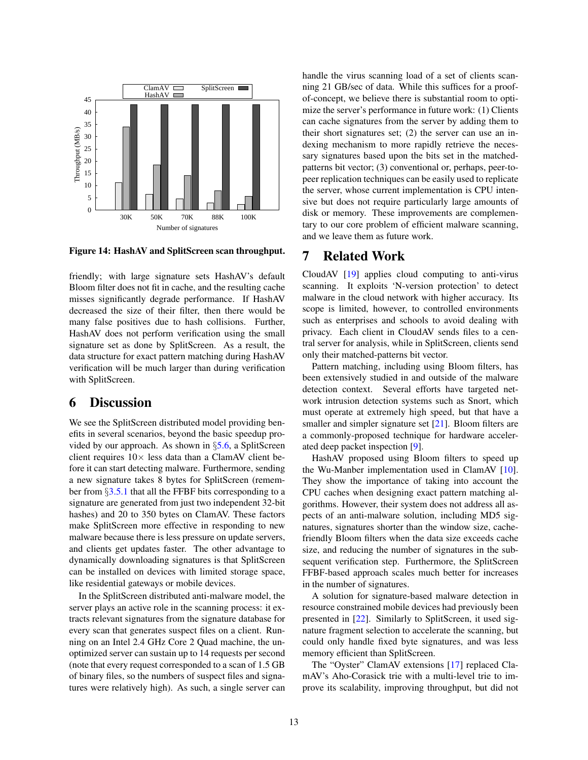Figure 14: HashAV and SplitScreen scan throughput.

friendly; with large signature sets HashAV's default Bloom filter does not fit in cache, and the resulting cache misses significantly degrade performance. If HashAV decreased the size of their filter, then there would be many false positives due to hash collisions. Further, HashAV does not perform verification using the small signature set as done by SplitScreen. As a result, the data structure for exact pattern matching during HashAV verification will be much larger than during verification with SplitScreen.

## 6 Discussion

We see the SplitScreen distributed model providing benefits in several scenarios, beyond the basic speedup provided by our approach. As shown in §5.6, a SplitScreen client requires 10× less data than a ClamAV client before it can start detecting malware. Furthermore, sending a new signature takes 8 bytes for SplitScreen (remember from §3.5.1 that all the FFBF bits corresponding to a signature are generated from just two independent 32-bit hashes) and 20 to 350 bytes on ClamAV. These factors make SplitScreen more effective in responding to new malware because there is less pressure on update servers, and clients get updates faster. The other advantage to dynamically downloading signatures is that SplitScreen can be installed on devices with limited storage space, like residential gateways or mobile devices.

In the SplitScreen distributed anti-malware model, the server plays an active role in the scanning process: it extracts relevant signatures from the signature database for every scan that generates suspect files on a client. Running on an Intel 2.4 GHz Core 2 Quad machine, the unoptimized server can sustain up to 14 requests per second (note that every request corresponded to a scan of 1.5 GB of binary files, so the numbers of suspect files and signatures were relatively high). As such, a single server can handle the virus scanning load of a set of clients scanning 21 GB/sec of data. While this suffices for a proof-of-concept, we believe there is substantial room to optimize the server's performance in future work: (1) Clients can cache signatures from the server by adding them to their short signatures set; (2) the server can use an indexing mechanism to more rapidly retrieve the necessary signatures based upon the bits set in the matched-patterns bit vector; (3) conventional or, perhaps, peer-to-peer replication techniques can be easily used to replicate the server, whose current implementation is CPU intensive but does not require particularly large amounts of disk or memory. These improvements are complementary to our core problem of efficient malware scanning, and we leave them as future work.

## 7 Related Work

CloudAV [19] applies cloud computing to anti-virus scanning. It exploits 'N-version protection' to detect malware in the cloud network with higher accuracy. Its scope is limited, however, to controlled environments such as enterprises and schools to avoid dealing with privacy. Each client in CloudAV sends files to a central server for analysis, while in SplitScreen, clients send only their matched-patterns bit vector.

Pattern matching, including using Bloom filters, has been extensively studied in and outside of the malware detection context. Several efforts have targeted network intrusion detection systems such as Snort, which must operate at extremely high speed, but that have a smaller and simpler signature set [21]. Bloom filters are a commonly-proposed technique for hardware accelerated deep packet inspection [9].

HashAV proposed using Bloom filters to speed up the Wu-Manber implementation used in ClamAV [10]. They show the importance of taking into account the CPU caches when designing exact pattern matching algorithms. However, their system does not address all aspects of an anti-malware solution, including MD5 signatures, signatures shorter than the window size, cache-friendly Bloom filters when the data size exceeds cache size, and reducing the number of signatures in the subsequent verification step. Furthermore, the SplitScreen FFBF-based approach scales much better for increases in the number of signatures.

A solution for signature-based malware detection in resource constrained mobile devices had previously been presented in [22]. Similarly to SplitScreen, it used signature fragment selection to accelerate the scanning, but could only handle fixed byte signatures, and was less memory efficient than SplitScreen.

The "Oyster" ClamAV extensions [17] replaced ClamAV's Aho-Corasick trie with a multi-level trie to improve its scalability, improving throughput, but did not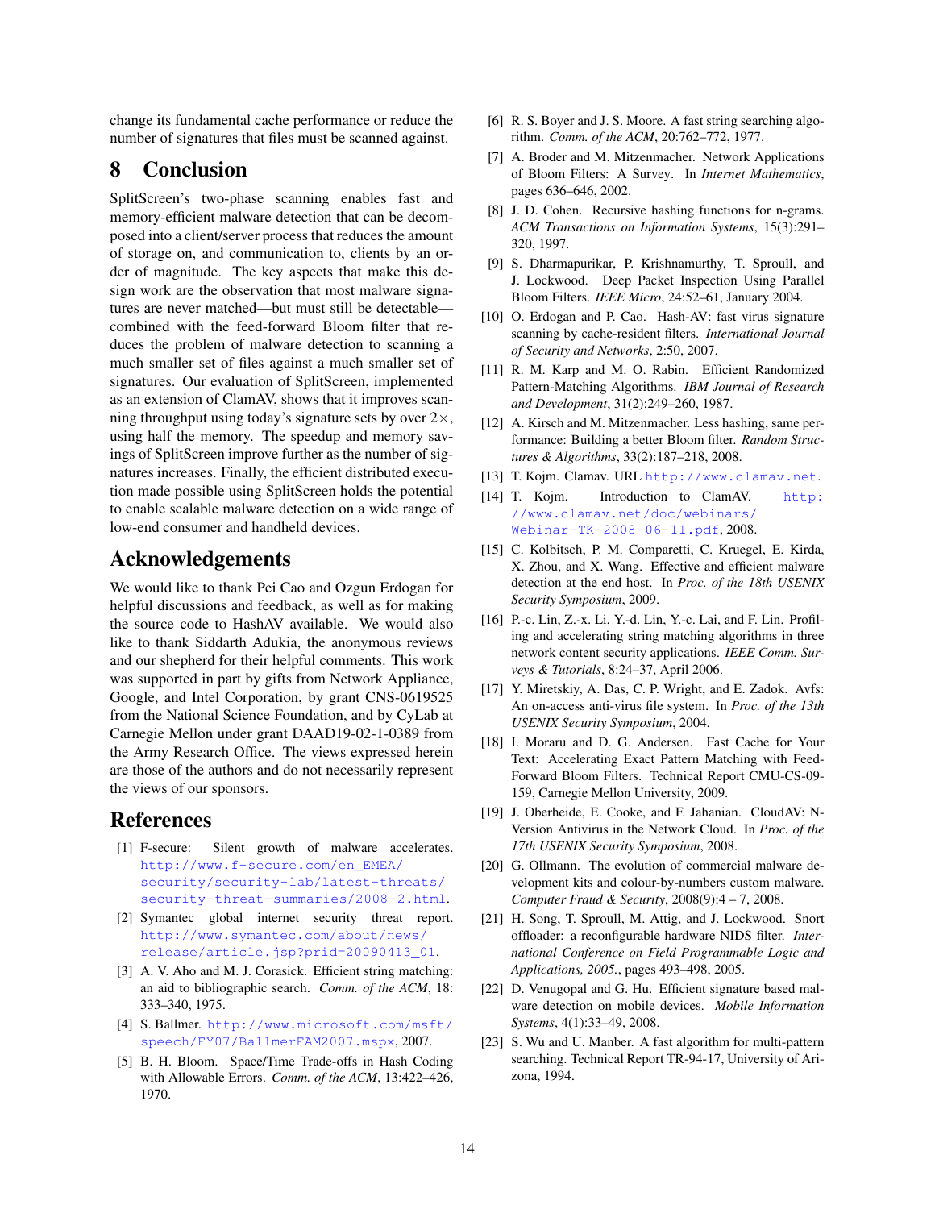change its fundamental cache performance or reduce the number of signatures that files must be scanned against.

## 8 Conclusion

SplitScreen's two-phase scanning enables fast and memory-efficient malware detection that can be decomposed into a client/server process that reduces the amount of storage on, and communication to, clients by an order of magnitude. The key aspects that make this design work are the observation that most malware signatures are never matched—but must still be detectable—combined with the feed-forward Bloom filter that reduces the problem of malware detection to scanning a much smaller set of files against a much smaller set of signatures. Our evaluation of SplitScreen, implemented as an extension of ClamAV, shows that it improves scanning throughput using today's signature sets by over $2\times$, using half the memory. The speedup and memory savings of SplitScreen improve further as the number of signatures increases. Finally, the efficient distributed execution made possible using SplitScreen holds the potential to enable scalable malware detection on a wide range of low-end consumer and handheld devices.

## Acknowledgements

We would like to thank Pei Cao and Ozgun Erdogan for helpful discussions and feedback, as well as for making the source code to HashAV available. We would also like to thank Siddarth Adukia, the anonymous reviews and our shepherd for their helpful comments. This work was supported in part by gifts from Network Appliance, Google, and Intel Corporation, by grant CNS-0619525 from the National Science Foundation, and by CyLab at Carnegie Mellon under grant DAAD19-02-1-0389 from the Army Research Office. The views expressed herein are those of the authors and do not necessarily represent the views of our sponsors.

## References

[1] F-secure: Silent growth of malware accelerates. http://www.f-secure.com/en_EMEA/security/security-lab/latest-threats/security-threat-summaries/2008-2.html.

[2] Symantec global internet security threat report. http://www.symantec.com/about/news/release/article.jsp?prid=20090413_01.

[3] A. V. Aho and M. J. Corasick. Efficient string matching: an aid to bibliographic search. *Comm. of the ACM*, 18:333–340, 1975.

[4] S. Ballmer. http://www.microsoft.com/msft/speech/FY07/BallmerFAM2007.mspx, 2007.

[5] B. H. Bloom. Space/Time Trade-offs in Hash Coding with Allowable Errors. *Comm. of the ACM*, 13:422–426, 1970.

[6] R. S. Boyer and J. S. Moore. A fast string searching algorithm. *Comm. of the ACM*, 20:762–772, 1977.

[7] A. Broder and M. Mitzenmacher. Network Applications of Bloom Filters: A Survey. In *Internet Mathematics*, pages 636–646, 2002.

[8] J. D. Cohen. Recursive hashing functions for n-grams. *ACM Transactions on Information Systems*, 15(3):291–320, 1997.

[9] S. Dharmapurikar, P. Krishnamurthy, T. Sproull, and J. Lockwood. Deep Packet Inspection Using Parallel Bloom Filters. *IEEE Micro*, 24:52–61, January 2004.

[10] O. Erdogan and P. Cao. Hash-AV: fast virus signature scanning by cache-resident filters. *International Journal of Security and Networks*, 2:50, 2007.

[11] R. M. Karp and M. O. Rabin. Efficient Randomized Pattern-Matching Algorithms. *IBM Journal of Research and Development*, 31(2):249–260, 1987.

[12] A. Kirsch and M. Mitzenmacher. Less hashing, same performance: Building a better Bloom filter. *Random Structures & Algorithms*, 33(2):187–218, 2008.

[13] T. Kojm. Clamav. URL http://www.clamav.net.

[14] T. Kojm. Introduction to ClamAV. http://www.clamav.net/doc/webinars/Webinar-TK-2008-06-11.pdf, 2008.

[15] C. Kolbitsch, P. M. Comparetti, C. Kruegel, E. Kirda, X. Zhou, and X. Wang. Effective and efficient malware detection at the end host. In *Proc. of the 18th USENIX Security Symposium*, 2009.

[16] P.-c. Lin, Z.-x. Li, Y.-d. Lin, Y.-c. Lai, and F. Lin. Profiling and accelerating string matching algorithms in three network content security applications. *IEEE Comm. Surveys & Tutorials*, 8:24–37, April 2006.

[17] Y. Miretskiy, A. Das, C. P. Wright, and E. Zadok. Avfs: An on-access anti-virus file system. In *Proc. of the 13th USENIX Security Symposium*, 2004.

[18] I. Moraru and D. G. Andersen. Fast Cache for Your Text: Accelerating Exact Pattern Matching with Feed-Forward Bloom Filters. Technical Report CMU-CS-09-159, Carnegie Mellon University, 2009.

[19] J. Oberheide, E. Cooke, and F. Jahanian. CloudAV: N-Version Antivirus in the Network Cloud. In *Proc. of the 17th USENIX Security Symposium*, 2008.

[20] G. Ollmann. The evolution of commercial malware development kits and colour-by-numbers custom malware. *Computer Fraud & Security*, 2008(9):4 – 7, 2008.

[21] H. Song, T. Sproull, M. Attig, and J. Lockwood. Snort offloader: a reconfigurable hardware NIDS filter. *International Conference on Field Programmable Logic and Applications, 2005.*, pages 493–498, 2005.

[22] D. Venugopal and G. Hu. Efficient signature based malware detection on mobile devices. *Mobile Information Systems*, 4(1):33–49, 2008.

[23] S. Wu and U. Manber. A fast algorithm for multi-pattern searching. Technical Report TR-94-17, University of Arizona, 1994.